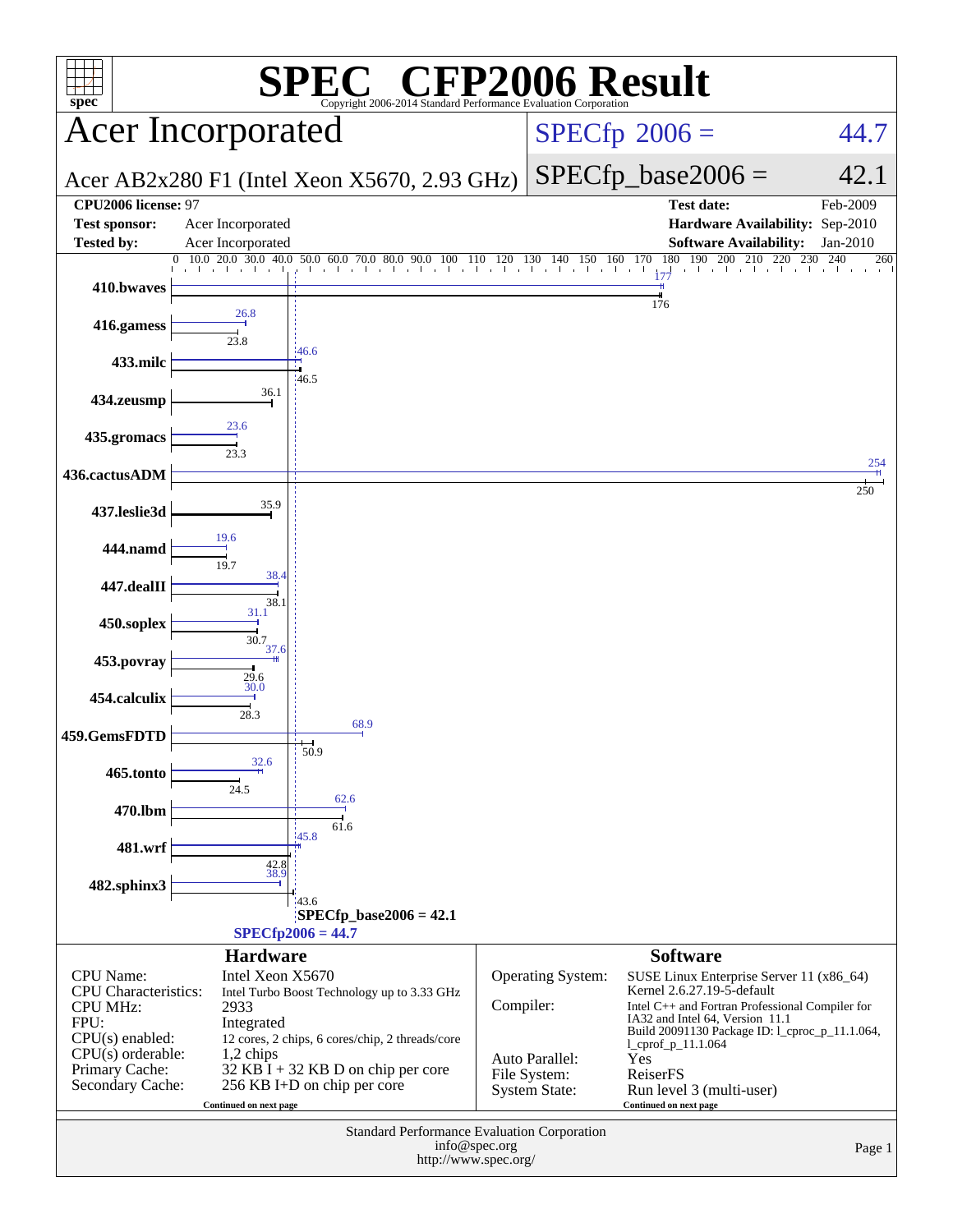# SPEC CFP2006 Result

Copyright 2006-2014 Standard Performance Evaluation Corporation

## Acer Incorporated

Acer AB2x280 F1 (Intel Xeon X5670, 2.93 GHz)

SPECfp 2006 = 44.7

SPECfp_base2006 = 42.1

| | | | |
|---|---|---|---|
| **CPU2006 license:** 97 | | **Test date:** | Feb-2009 |
| **Test sponsor:** | Acer Incorporated | **Hardware Availability:** | Sep-2010 |
| **Tested by:** | Acer Incorporated | **Software Availability:** | Jan-2010 |

| Benchmark | Peak | Base |
|---|---|---|
| 410.bwaves | 177 | 176 |
| 416.gamess | 26.8 | 23.8 |
| 433.milc | 46.6 | 46.5 |
| 434.zeusmp | | 36.1 |
| 435.gromacs | 23.6 | 23.3 |
| 436.cactusADM | 254 | 250 |
| 437.leslie3d | | 35.9 |
| 444.namd | 19.6 | 19.7 |
| 447.dealII | 38.4 | 38.1 |
| 450.soplex | 31.1 | 30.7 |
| 453.povray | 37.6 | 29.6 |
| 454.calculix | 30.0 | 28.3 |
| 459.GemsFDTD | 68.9 | 50.9 |
| 465.tonto | 32.6 | 24.5 |
| 470.lbm | 62.6 | 61.6 |
| 481.wrf | 45.8 | 42.8 |
| 482.sphinx3 | 38.9 | 43.6 |

SPECfp_base2006 = 42.1

SPECfp2006 = 44.7

## Hardware

| | |
|---|---|
| CPU Name: | Intel Xeon X5670 |
| CPU Characteristics: | Intel Turbo Boost Technology up to 3.33 GHz |
| CPU MHz: | 2933 |
| FPU: | Integrated |
| CPU(s) enabled: | 12 cores, 2 chips, 6 cores/chip, 2 threads/core |
| CPU(s) orderable: | 1,2 chips |
| Primary Cache: | 32 KB I + 32 KB D on chip per core |
| Secondary Cache: | 256 KB I+D on chip per core |

Continued on next page

## Software

| | |
|---|---|
| Operating System: | SUSE Linux Enterprise Server 11 (x86_64) Kernel 2.6.27.19-5-default |
| Compiler: | Intel C++ and Fortran Professional Compiler for IA32 and Intel 64, Version 11.1 Build 20091130 Package ID: l_cproc_p_11.1.064, l_cprof_p_11.1.064 |
| Auto Parallel: | Yes |
| File System: | ReiserFS |
| System State: | Run level 3 (multi-user) |

Continued on next page

Standard Performance Evaluation Corporation
info@spec.org
http://www.spec.org/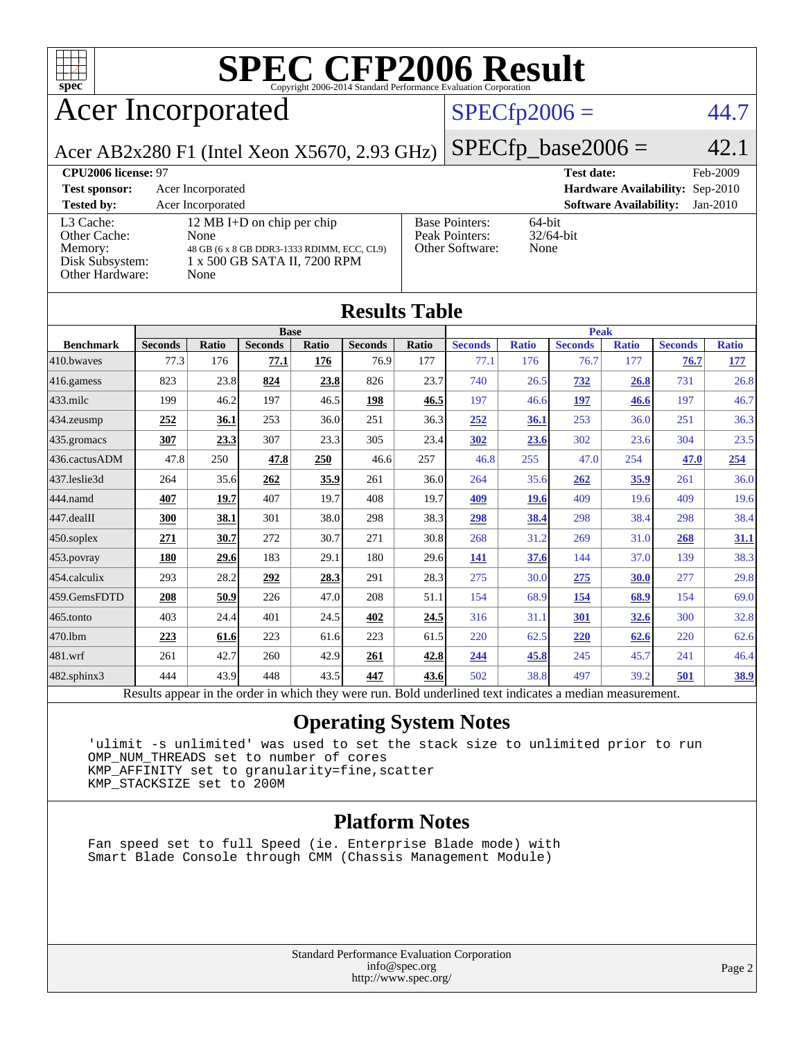# SPEC CFP2006 Result

Copyright 2006-2014 Standard Performance Evaluation Corporation

## Acer Incorporated

Acer AB2x280 F1 (Intel Xeon X5670, 2.93 GHz)

SPECfp2006 = 44.7

SPECfp_base2006 = 42.1

| | | | |
|---|---|---|---|
| **CPU2006 license:** 97 | | **Test date:** | Feb-2009 |
| **Test sponsor:** | Acer Incorporated | **Hardware Availability:** | Sep-2010 |
| **Tested by:** | Acer Incorporated | **Software Availability:** | Jan-2010 |

| | | | |
|---|---|---|---|
| L3 Cache: | 12 MB I+D on chip per chip | Base Pointers: | 64-bit |
| Other Cache: | None | Peak Pointers: | 32/64-bit |
| Memory: | 48 GB (6 x 8 GB DDR3-1333 RDIMM, ECC, CL9) | Other Software: | None |
| Disk Subsystem: | 1 x 500 GB SATA II, 7200 RPM | | |
| Other Hardware: | None | | |

## Results Table

| Benchmark | Base | | | | | | Peak | | | | | |
|---|---|---|---|---|---|---|---|---|---|---|---|---|
| | Seconds | Ratio | Seconds | Ratio | Seconds | Ratio | Seconds | Ratio | Seconds | Ratio | Seconds | Ratio |
| 410.bwaves | 77.3 | 176 | **77.1** | **176** | 76.9 | 177 | 77.1 | 176 | 76.7 | 177 | **76.7** | **177** |
| 416.gamess | 823 | 23.8 | **824** | **23.8** | 826 | 23.7 | 740 | 26.5 | **732** | **26.8** | 731 | 26.8 |
| 433.milc | 199 | 46.2 | 197 | 46.5 | **198** | **46.5** | 197 | 46.6 | **197** | **46.6** | 197 | 46.7 |
| 434.zeusmp | **252** | **36.1** | 253 | 36.0 | 251 | 36.3 | **252** | **36.1** | 253 | 36.0 | 251 | 36.3 |
| 435.gromacs | **307** | **23.3** | 307 | 23.3 | 305 | 23.4 | **302** | **23.6** | 302 | 23.6 | 304 | 23.5 |
| 436.cactusADM | 47.8 | 250 | **47.8** | **250** | 46.6 | 257 | 46.8 | 255 | 47.0 | 254 | **47.0** | **254** |
| 437.leslie3d | 264 | 35.6 | **262** | **35.9** | 261 | 36.0 | 264 | 35.6 | **262** | **35.9** | 261 | 36.0 |
| 444.namd | **407** | **19.7** | 407 | 19.7 | 408 | 19.7 | **409** | **19.6** | 409 | 19.6 | 409 | 19.6 |
| 447.dealII | **300** | **38.1** | 301 | 38.0 | 298 | 38.3 | **298** | **38.4** | 298 | 38.4 | 298 | 38.4 |
| 450.soplex | **271** | **30.7** | 272 | 30.7 | 271 | 30.8 | 268 | 31.2 | 269 | 31.0 | **268** | **31.1** |
| 453.povray | **180** | **29.6** | 183 | 29.1 | 180 | 29.6 | **141** | **37.6** | 144 | 37.0 | 139 | 38.3 |
| 454.calculix | 293 | 28.2 | **292** | **28.3** | 291 | 28.3 | 275 | 30.0 | **275** | **30.0** | 277 | 29.8 |
| 459.GemsFDTD | **208** | **50.9** | 226 | 47.0 | 208 | 51.1 | 154 | 68.9 | **154** | **68.9** | 154 | 69.0 |
| 465.tonto | 403 | 24.4 | 401 | 24.5 | **402** | **24.5** | 316 | 31.1 | **301** | **32.6** | 300 | 32.8 |
| 470.lbm | **223** | **61.6** | 223 | 61.6 | 223 | 61.5 | 220 | 62.5 | **220** | **62.6** | 220 | 62.6 |
| 481.wrf | 261 | 42.7 | 260 | 42.9 | **261** | **42.8** | **244** | **45.8** | 245 | 45.7 | 241 | 46.4 |
| 482.sphinx3 | 444 | 43.9 | 448 | 43.5 | **447** | **43.6** | 502 | 38.8 | 497 | 39.2 | **501** | **38.9** |

Results appear in the order in which they were run. Bold underlined text indicates a median measurement.

## Operating System Notes

```
'ulimit -s unlimited' was used to set the stack size to unlimited prior to run
OMP_NUM_THREADS set to number of cores
KMP_AFFINITY set to granularity=fine,scatter
KMP_STACKSIZE set to 200M
```

## Platform Notes

```
Fan speed set to full Speed (ie. Enterprise Blade mode) with
Smart Blade Console through CMM (Chassis Management Module)
```

Standard Performance Evaluation Corporation
info@spec.org
http://www.spec.org/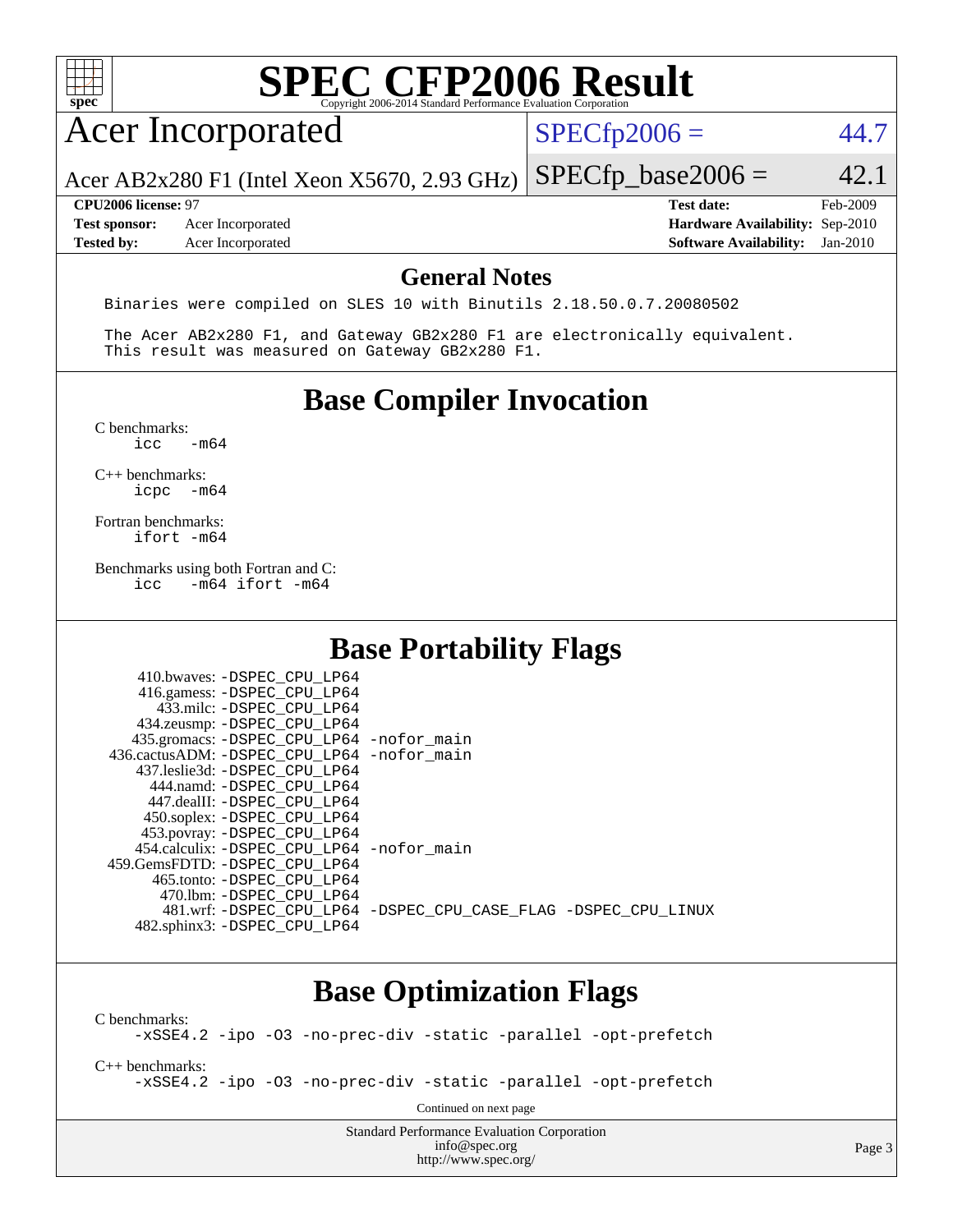# SPEC CFP2006 Result

Copyright 2006-2014 Standard Performance Evaluation Corporation

## Acer Incorporated

Acer AB2x280 F1 (Intel Xeon X5670, 2.93 GHz)

SPECfp2006 = 44.7

SPECfp_base2006 = 42.1

| | | | |
|---|---|---|---|
| **CPU2006 license:** 97 | | **Test date:** | Feb-2009 |
| **Test sponsor:** | Acer Incorporated | **Hardware Availability:** | Sep-2010 |
| **Tested by:** | Acer Incorporated | **Software Availability:** | Jan-2010 |

## General Notes

```
Binaries were compiled on SLES 10 with Binutils 2.18.50.0.7.20080502

The Acer AB2x280 F1, and Gateway GB2x280 F1 are electronically equivalent.
This result was measured on Gateway GB2x280 F1.
```

## Base Compiler Invocation

C benchmarks:
```
icc   -m64
```

C++ benchmarks:
```
icpc  -m64
```

Fortran benchmarks:
```
ifort -m64
```

Benchmarks using both Fortran and C:
```
icc   -m64 ifort -m64
```

## Base Portability Flags

```
   410.bwaves: -DSPEC_CPU_LP64
   416.gamess: -DSPEC_CPU_LP64
     433.milc: -DSPEC_CPU_LP64
   434.zeusmp: -DSPEC_CPU_LP64
  435.gromacs: -DSPEC_CPU_LP64 -nofor_main
436.cactusADM: -DSPEC_CPU_LP64 -nofor_main
  437.leslie3d: -DSPEC_CPU_LP64
     444.namd: -DSPEC_CPU_LP64
   447.dealII: -DSPEC_CPU_LP64
   450.soplex: -DSPEC_CPU_LP64
   453.povray: -DSPEC_CPU_LP64
  454.calculix: -DSPEC_CPU_LP64 -nofor_main
459.GemsFDTD: -DSPEC_CPU_LP64
    465.tonto: -DSPEC_CPU_LP64
      470.lbm: -DSPEC_CPU_LP64
      481.wrf: -DSPEC_CPU_LP64 -DSPEC_CPU_CASE_FLAG -DSPEC_CPU_LINUX
  482.sphinx3: -DSPEC_CPU_LP64
```

## Base Optimization Flags

C benchmarks:
```
-xSSE4.2 -ipo -O3 -no-prec-div -static -parallel -opt-prefetch
```

C++ benchmarks:
```
-xSSE4.2 -ipo -O3 -no-prec-div -static -parallel -opt-prefetch
```

Continued on next page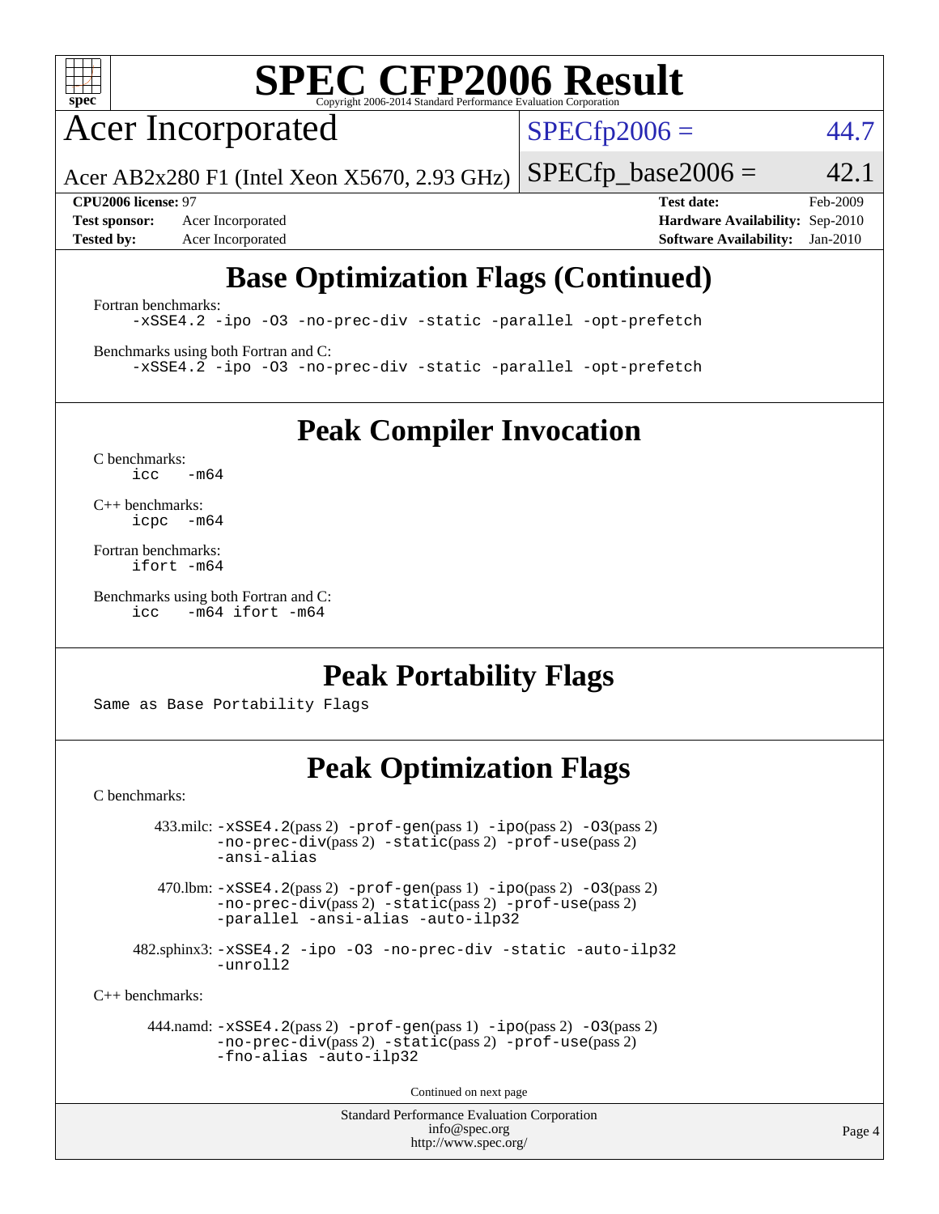# SPEC CFP2006 Result

Copyright 2006-2014 Standard Performance Evaluation Corporation

## Acer Incorporated

Acer AB2x280 F1 (Intel Xeon X5670, 2.93 GHz)

SPECfp2006 = 44.7

SPECfp_base2006 = 42.1

**CPU2006 license:** 97
**Test sponsor:** Acer Incorporated
**Tested by:** Acer Incorporated

**Test date:** Feb-2009
**Hardware Availability:** Sep-2010
**Software Availability:** Jan-2010

## Base Optimization Flags (Continued)

Fortran benchmarks:

```
-xSSE4.2 -ipo -O3 -no-prec-div -static -parallel -opt-prefetch
```

Benchmarks using both Fortran and C:

```
-xSSE4.2 -ipo -O3 -no-prec-div -static -parallel -opt-prefetch
```

## Peak Compiler Invocation

C benchmarks:

```
icc   -m64
```

C++ benchmarks:

```
icpc  -m64
```

Fortran benchmarks:

```
ifort -m64
```

Benchmarks using both Fortran and C:

```
icc   -m64 ifort -m64
```

## Peak Portability Flags

Same as Base Portability Flags

## Peak Optimization Flags

C benchmarks:

433.milc: -xSSE4.2(pass 2) -prof-gen(pass 1) -ipo(pass 2) -O3(pass 2) -no-prec-div(pass 2) -static(pass 2) -prof-use(pass 2) -ansi-alias

470.lbm: -xSSE4.2(pass 2) -prof-gen(pass 1) -ipo(pass 2) -O3(pass 2) -no-prec-div(pass 2) -static(pass 2) -prof-use(pass 2) -parallel -ansi-alias -auto-ilp32

482.sphinx3: -xSSE4.2 -ipo -O3 -no-prec-div -static -auto-ilp32 -unroll2

C++ benchmarks:

444.namd: -xSSE4.2(pass 2) -prof-gen(pass 1) -ipo(pass 2) -O3(pass 2) -no-prec-div(pass 2) -static(pass 2) -prof-use(pass 2) -fno-alias -auto-ilp32

Continued on next page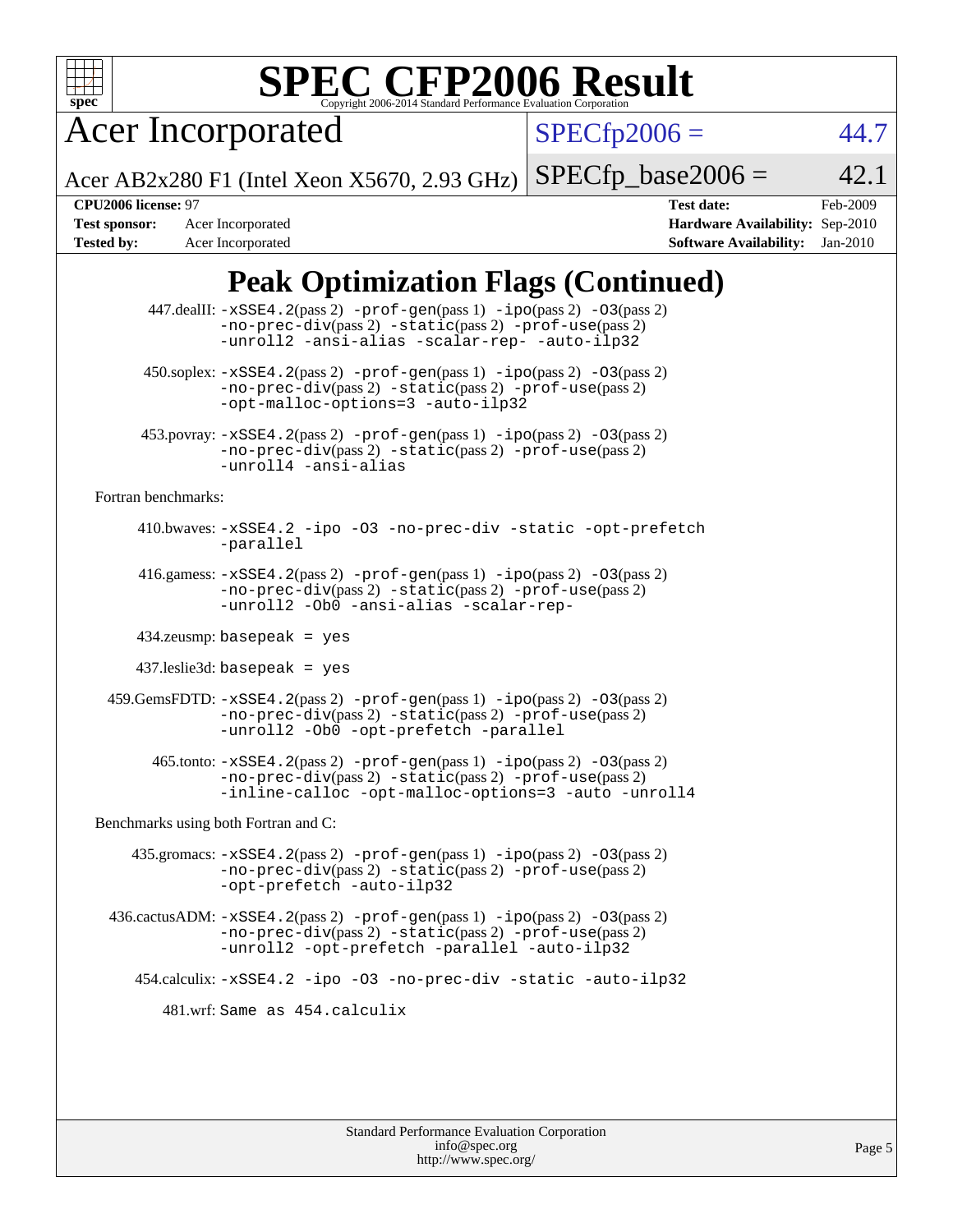# SPEC CFP2006 Result

Copyright 2006-2014 Standard Performance Evaluation Corporation

**Acer Incorporated**

Acer AB2x280 F1 (Intel Xeon X5670, 2.93 GHz)

SPECfp2006 = 44.7

SPECfp_base2006 = 42.1

| | | | |
|---|---|---|---|
| **CPU2006 license:** 97 | | **Test date:** | Feb-2009 |
| **Test sponsor:** | Acer Incorporated | **Hardware Availability:** | Sep-2010 |
| **Tested by:** | Acer Incorporated | **Software Availability:** | Jan-2010 |

## Peak Optimization Flags (Continued)

447.dealII: -xSSE4.2(pass 2) -prof-gen(pass 1) -ipo(pass 2) -O3(pass 2) -no-prec-div(pass 2) -static(pass 2) -prof-use(pass 2) -unroll2 -ansi-alias -scalar-rep- -auto-ilp32

450.soplex: -xSSE4.2(pass 2) -prof-gen(pass 1) -ipo(pass 2) -O3(pass 2) -no-prec-div(pass 2) -static(pass 2) -prof-use(pass 2) -opt-malloc-options=3 -auto-ilp32

453.povray: -xSSE4.2(pass 2) -prof-gen(pass 1) -ipo(pass 2) -O3(pass 2) -no-prec-div(pass 2) -static(pass 2) -prof-use(pass 2) -unroll4 -ansi-alias

Fortran benchmarks:

410.bwaves: -xSSE4.2 -ipo -O3 -no-prec-div -static -opt-prefetch -parallel

416.gamess: -xSSE4.2(pass 2) -prof-gen(pass 1) -ipo(pass 2) -O3(pass 2) -no-prec-div(pass 2) -static(pass 2) -prof-use(pass 2) -unroll2 -Ob0 -ansi-alias -scalar-rep-

434.zeusmp: basepeak = yes

437.leslie3d: basepeak = yes

459.GemsFDTD: -xSSE4.2(pass 2) -prof-gen(pass 1) -ipo(pass 2) -O3(pass 2) -no-prec-div(pass 2) -static(pass 2) -prof-use(pass 2) -unroll2 -Ob0 -opt-prefetch -parallel

465.tonto: -xSSE4.2(pass 2) -prof-gen(pass 1) -ipo(pass 2) -O3(pass 2) -no-prec-div(pass 2) -static(pass 2) -prof-use(pass 2) -inline-calloc -opt-malloc-options=3 -auto -unroll4

Benchmarks using both Fortran and C:

435.gromacs: -xSSE4.2(pass 2) -prof-gen(pass 1) -ipo(pass 2) -O3(pass 2) -no-prec-div(pass 2) -static(pass 2) -prof-use(pass 2) -opt-prefetch -auto-ilp32

436.cactusADM: -xSSE4.2(pass 2) -prof-gen(pass 1) -ipo(pass 2) -O3(pass 2) -no-prec-div(pass 2) -static(pass 2) -prof-use(pass 2) -unroll2 -opt-prefetch -parallel -auto-ilp32

454.calculix: -xSSE4.2 -ipo -O3 -no-prec-div -static -auto-ilp32

481.wrf: Same as 454.calculix

Standard Performance Evaluation Corporation
info@spec.org
http://www.spec.org/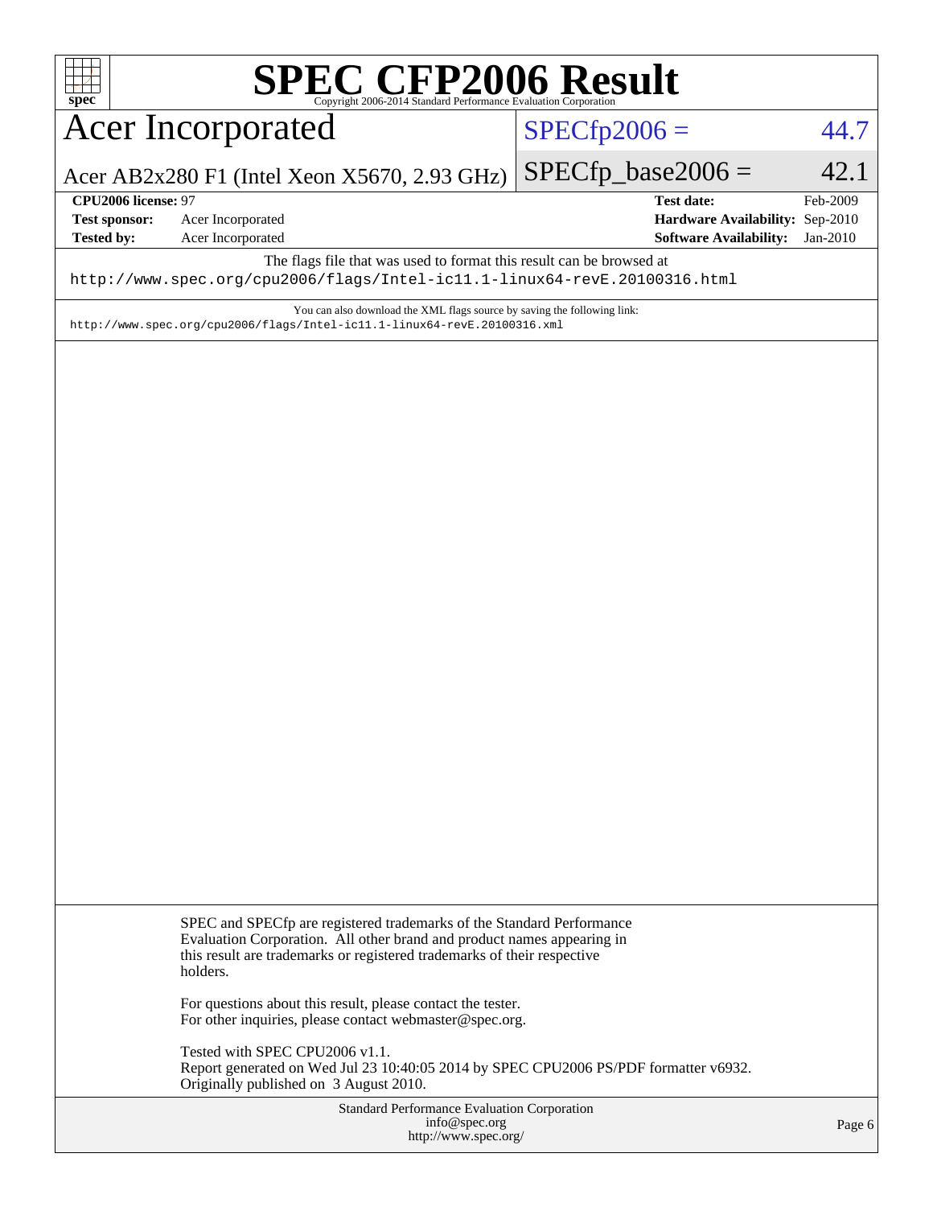# SPEC CFP2006 Result

Copyright 2006-2014 Standard Performance Evaluation Corporation

## Acer Incorporated

Acer AB2x280 F1 (Intel Xeon X5670, 2.93 GHz)

SPECfp2006 = 44.7

SPECfp_base2006 = 42.1

| | | | |
|---|---|---|---|
| **CPU2006 license:** 97 | | **Test date:** | Feb-2009 |
| **Test sponsor:** | Acer Incorporated | **Hardware Availability:** | Sep-2010 |
| **Tested by:** | Acer Incorporated | **Software Availability:** | Jan-2010 |

The flags file that was used to format this result can be browsed at
http://www.spec.org/cpu2006/flags/Intel-ic11.1-linux64-revE.20100316.html

You can also download the XML flags source by saving the following link:
http://www.spec.org/cpu2006/flags/Intel-ic11.1-linux64-revE.20100316.xml

SPEC and SPECfp are registered trademarks of the Standard Performance Evaluation Corporation. All other brand and product names appearing in this result are trademarks or registered trademarks of their respective holders.

For questions about this result, please contact the tester.
For other inquiries, please contact webmaster@spec.org.

Tested with SPEC CPU2006 v1.1.
Report generated on Wed Jul 23 10:40:05 2014 by SPEC CPU2006 PS/PDF formatter v6932.
Originally published on 3 August 2010.

Standard Performance Evaluation Corporation
info@spec.org
http://www.spec.org/